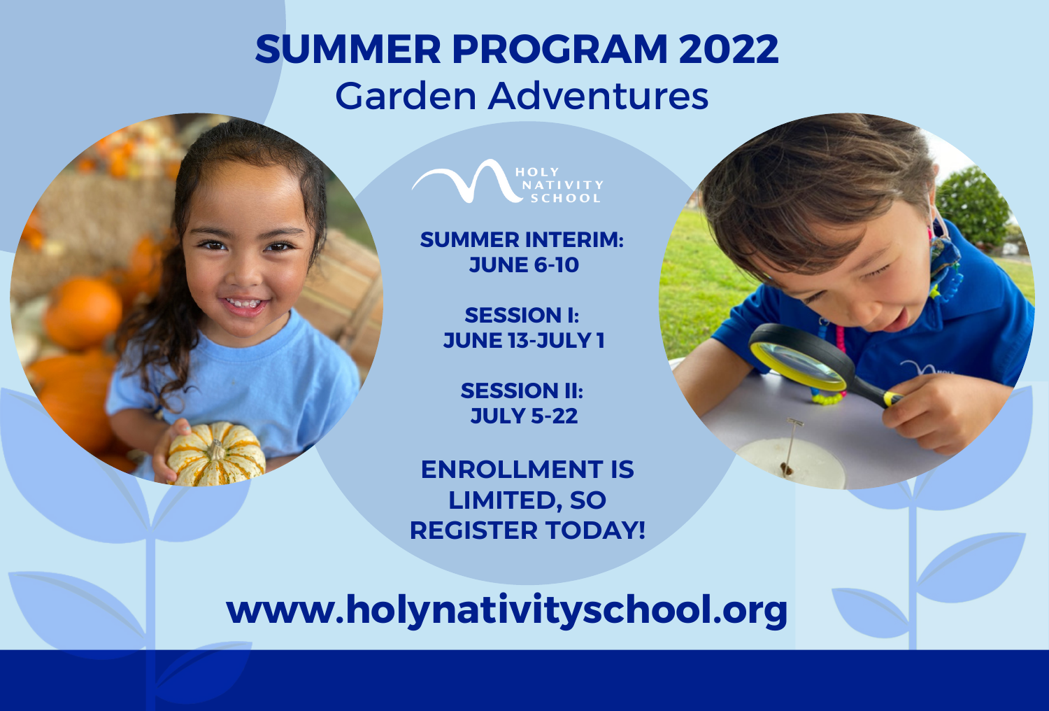# SUMMER PROGRAM 2022

## Garden Adventures

HOLY NATIVITY SCHOOL

**SUMMER INTERIM:**
**JUNE 6-10**

**SESSION I:**
**JUNE 13-JULY 1**

**SESSION II:**
**JULY 5-22**

**ENROLLMENT IS LIMITED, SO REGISTER TODAY!**

**www.holynativityschool.org**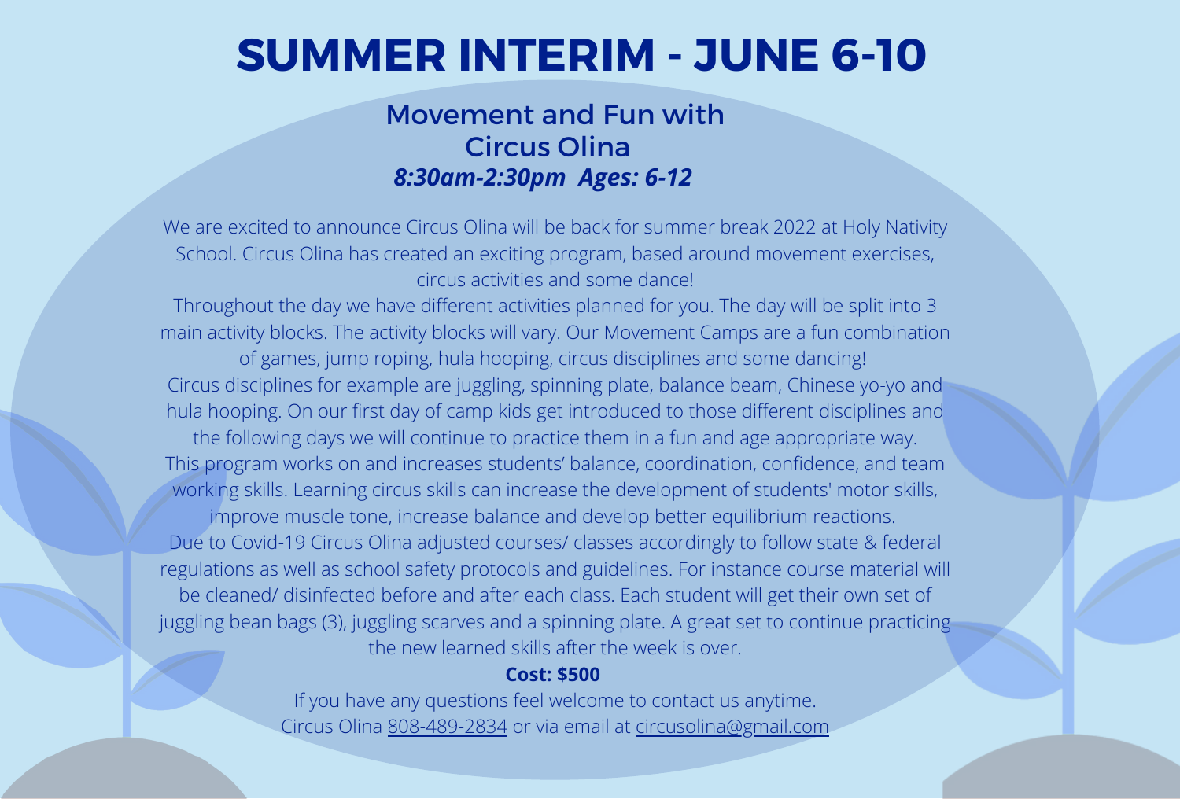# SUMMER INTERIM - JUNE 6-10

## Movement and Fun with Circus Olina

***8:30am-2:30pm Ages: 6-12***

We are excited to announce Circus Olina will be back for summer break 2022 at Holy Nativity School. Circus Olina has created an exciting program, based around movement exercises, circus activities and some dance!

Throughout the day we have different activities planned for you. The day will be split into 3 main activity blocks. The activity blocks will vary. Our Movement Camps are a fun combination of games, jump roping, hula hooping, circus disciplines and some dancing!

Circus disciplines for example are juggling, spinning plate, balance beam, Chinese yo-yo and hula hooping. On our first day of camp kids get introduced to those different disciplines and the following days we will continue to practice them in a fun and age appropriate way.

This program works on and increases students' balance, coordination, confidence, and team working skills. Learning circus skills can increase the development of students' motor skills, improve muscle tone, increase balance and develop better equilibrium reactions.

Due to Covid-19 Circus Olina adjusted courses/ classes accordingly to follow state & federal regulations as well as school safety protocols and guidelines. For instance course material will be cleaned/ disinfected before and after each class. Each student will get their own set of juggling bean bags (3), juggling scarves and a spinning plate. A great set to continue practicing the new learned skills after the week is over.

**Cost: $500**

If you have any questions feel welcome to contact us anytime.

Circus Olina 808-489-2834 or via email at circusolina@gmail.com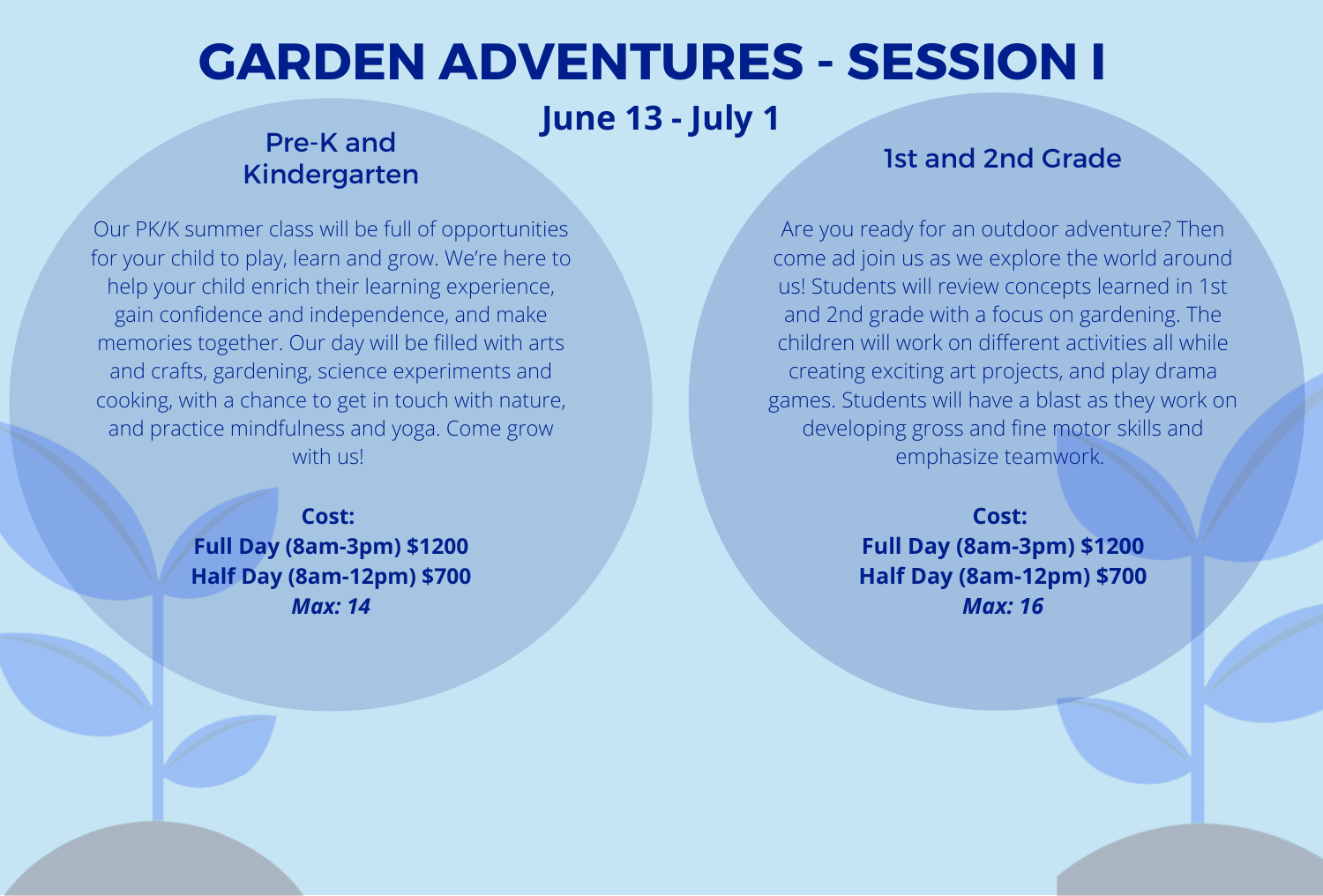# GARDEN ADVENTURES - SESSION I

**June 13 - July 1**

## Pre-K and Kindergarten

Our PK/K summer class will be full of opportunities for your child to play, learn and grow. We're here to help your child enrich their learning experience, gain confidence and independence, and make memories together. Our day will be filled with arts and crafts, gardening, science experiments and cooking, with a chance to get in touch with nature, and practice mindfulness and yoga. Come grow with us!

**Cost:**
**Full Day (8am-3pm) $1200**
**Half Day (8am-12pm) $700**
***Max: 14***

## 1st and 2nd Grade

Are you ready for an outdoor adventure? Then come ad join us as we explore the world around us! Students will review concepts learned in 1st and 2nd grade with a focus on gardening. The children will work on different activities all while creating exciting art projects, and play drama games. Students will have a blast as they work on developing gross and fine motor skills and emphasize teamwork.

**Cost:**
**Full Day (8am-3pm) $1200**
**Half Day (8am-12pm) $700**
***Max: 16***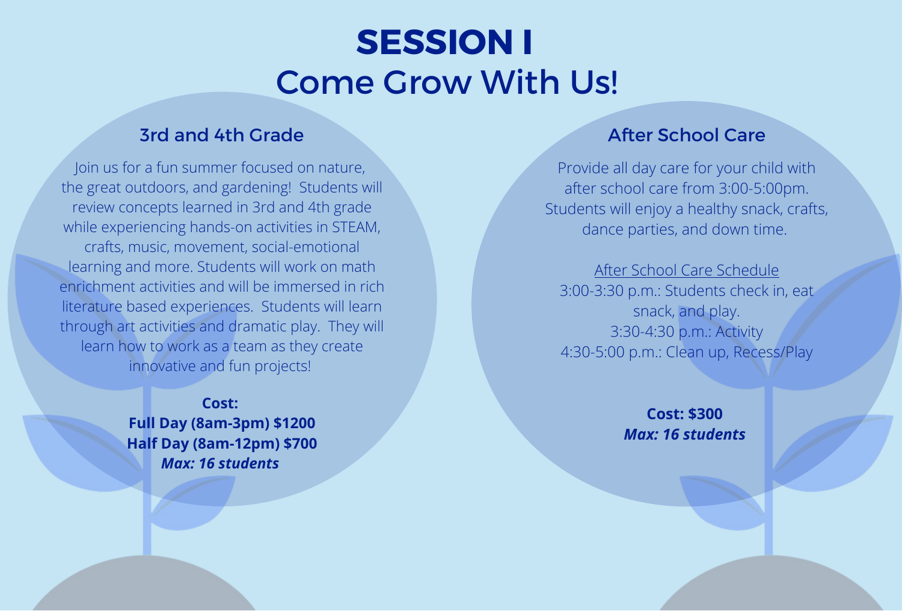# SESSION I

## Come Grow With Us!

### 3rd and 4th Grade

Join us for a fun summer focused on nature, the great outdoors, and gardening! Students will review concepts learned in 3rd and 4th grade while experiencing hands-on activities in STEAM, crafts, music, movement, social-emotional learning and more. Students will work on math enrichment activities and will be immersed in rich literature based experiences. Students will learn through art activities and dramatic play. They will learn how to work as a team as they create innovative and fun projects!

**Cost:**
**Full Day (8am-3pm) $1200**
**Half Day (8am-12pm) $700**
***Max: 16 students***

### After School Care

Provide all day care for your child with after school care from 3:00-5:00pm. Students will enjoy a healthy snack, crafts, dance parties, and down time.

<u>After School Care Schedule</u>

3:00-3:30 p.m.: Students check in, eat snack, and play.
3:30-4:30 p.m.: Activity
4:30-5:00 p.m.: Clean up, Recess/Play

**Cost: $300**
***Max: 16 students***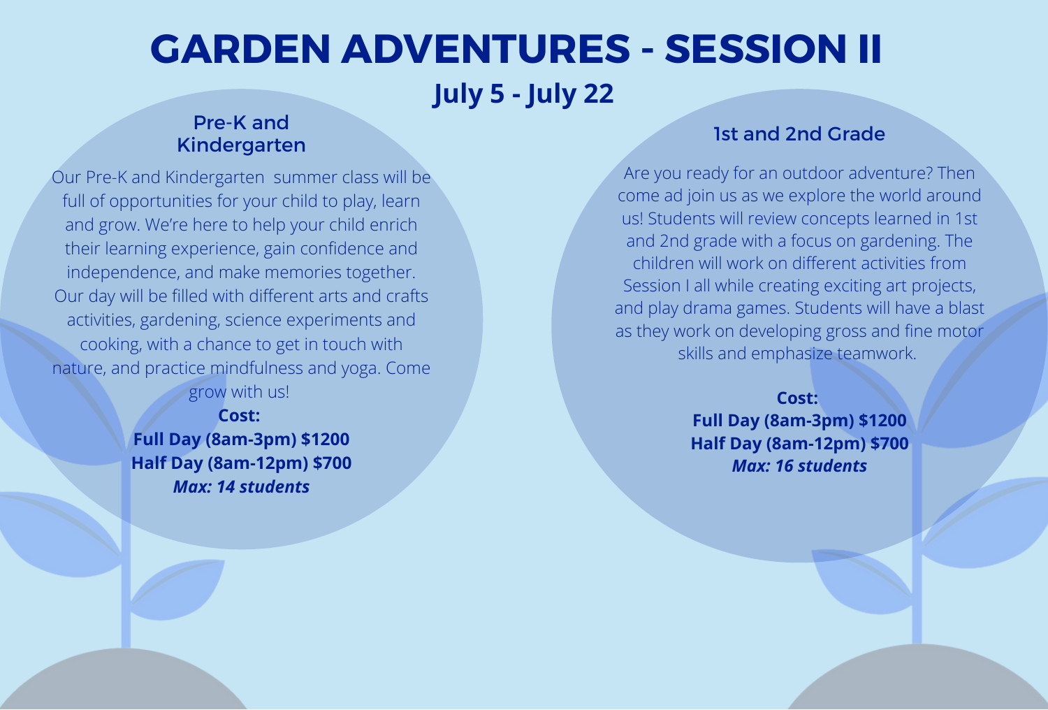# GARDEN ADVENTURES - SESSION II

## July 5 - July 22

### Pre-K and Kindergarten

Our Pre-K and Kindergarten summer class will be full of opportunities for your child to play, learn and grow. We're here to help your child enrich their learning experience, gain confidence and independence, and make memories together. Our day will be filled with different arts and crafts activities, gardening, science experiments and cooking, with a chance to get in touch with nature, and practice mindfulness and yoga. Come grow with us!

**Cost:**
**Full Day (8am-3pm) $1200**
**Half Day (8am-12pm) $700**
***Max: 14 students***

### 1st and 2nd Grade

Are you ready for an outdoor adventure? Then come ad join us as we explore the world around us! Students will review concepts learned in 1st and 2nd grade with a focus on gardening. The children will work on different activities from Session I all while creating exciting art projects, and play drama games. Students will have a blast as they work on developing gross and fine motor skills and emphasize teamwork.

**Cost:**
**Full Day (8am-3pm) $1200**
**Half Day (8am-12pm) $700**
***Max: 16 students***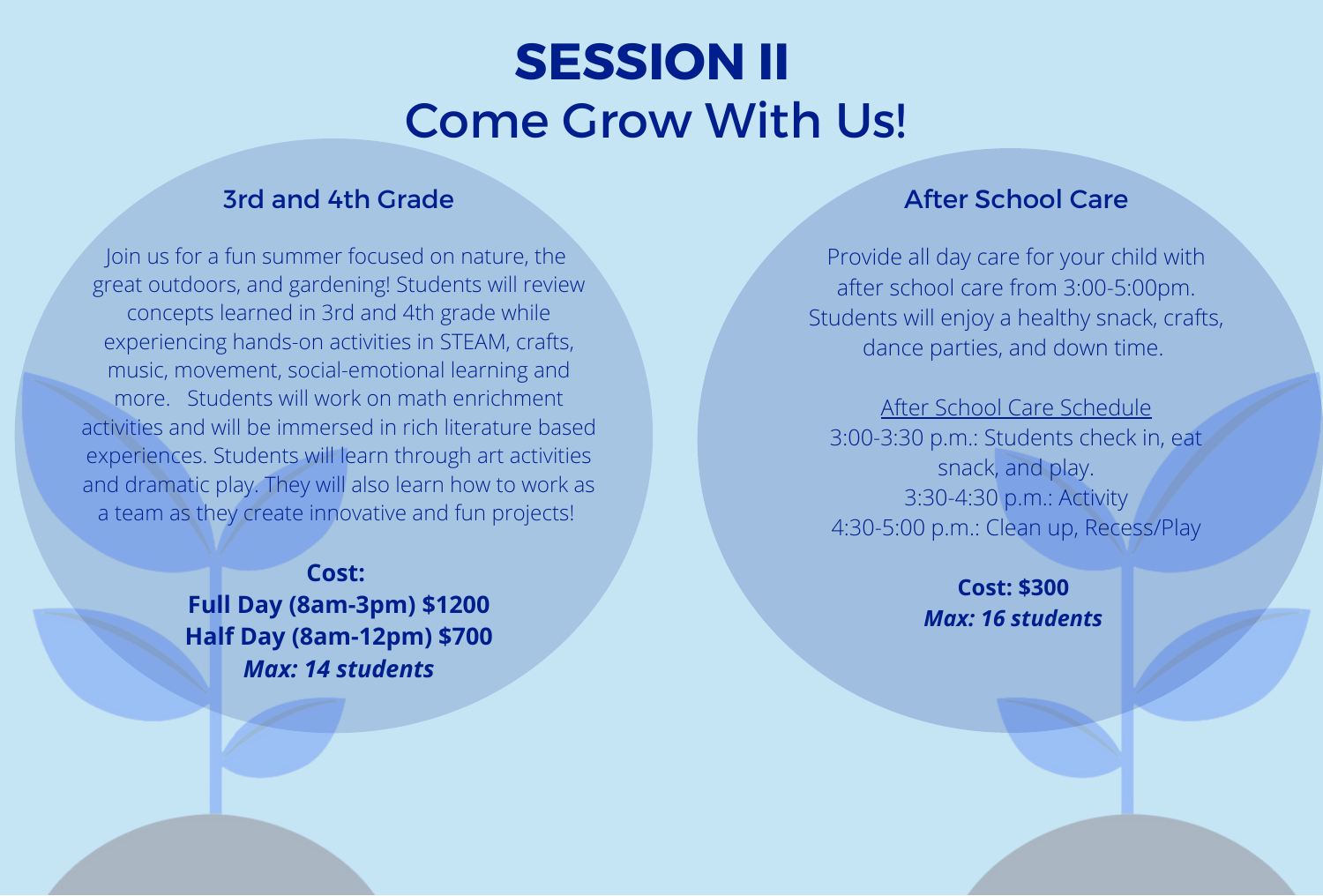# SESSION II

## Come Grow With Us!

### 3rd and 4th Grade

Join us for a fun summer focused on nature, the great outdoors, and gardening! Students will review concepts learned in 3rd and 4th grade while experiencing hands-on activities in STEAM, crafts, music, movement, social-emotional learning and more. Students will work on math enrichment activities and will be immersed in rich literature based experiences. Students will learn through art activities and dramatic play. They will also learn how to work as a team as they create innovative and fun projects!

**Cost:**
**Full Day (8am-3pm) $1200**
**Half Day (8am-12pm) $700**
***Max: 14 students***

### After School Care

Provide all day care for your child with after school care from 3:00-5:00pm. Students will enjoy a healthy snack, crafts, dance parties, and down time.

<u>After School Care Schedule</u>
3:00-3:30 p.m.: Students check in, eat snack, and play.
3:30-4:30 p.m.: Activity
4:30-5:00 p.m.: Clean up, Recess/Play

**Cost: $300**
***Max: 16 students***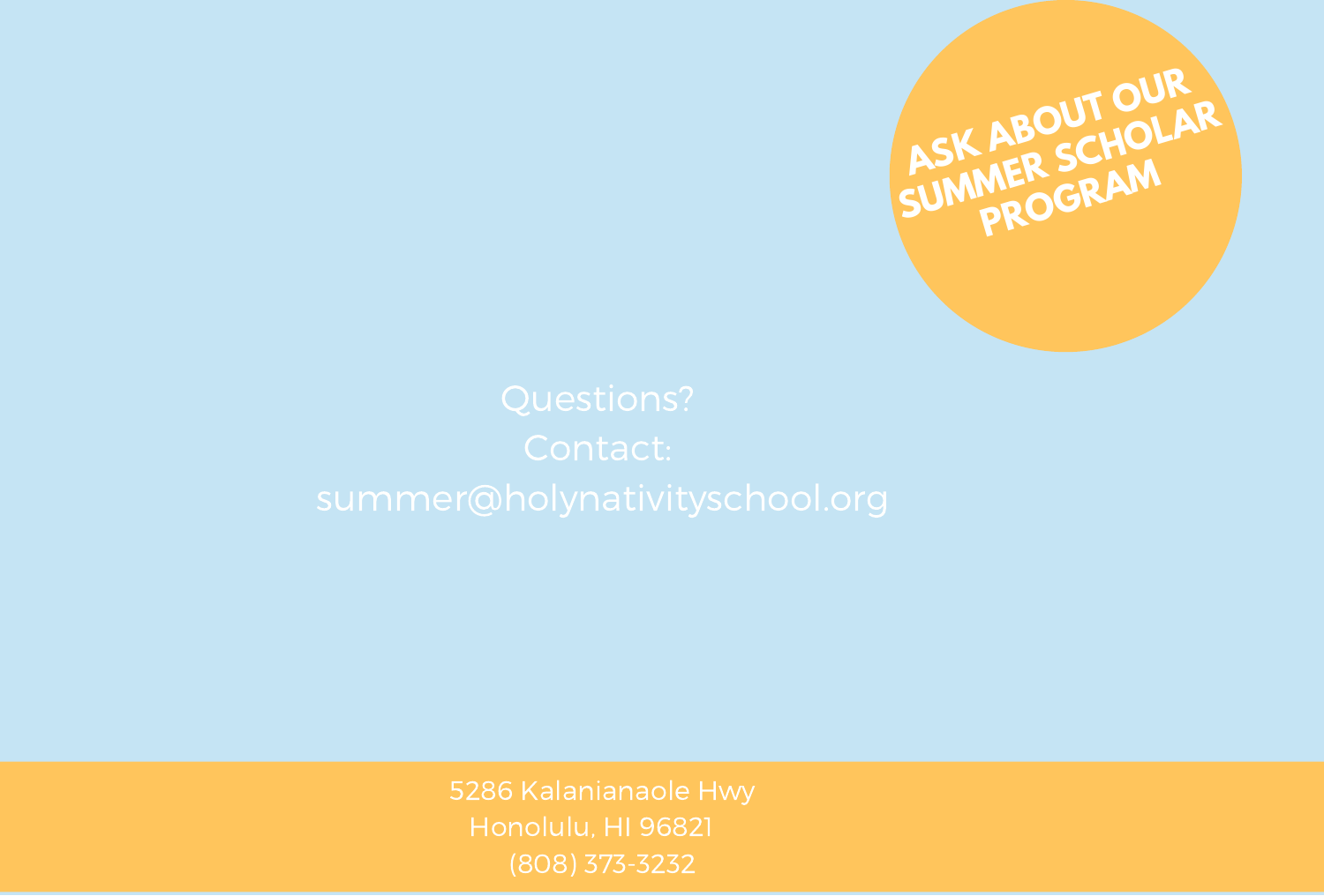**ASK ABOUT OUR SUMMER SCHOLAR PROGRAM**

Questions?
Contact:
summer@holynativityschool.org

5286 Kalanianaole Hwy
Honolulu, HI 96821
(808) 373-3232